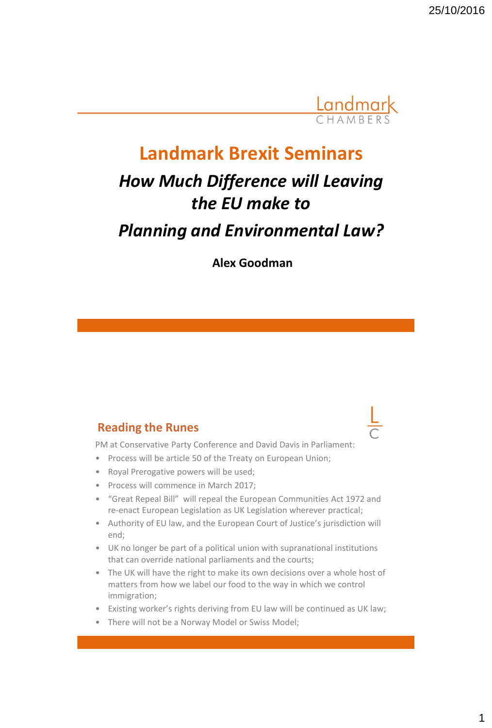Landmark CHAMBERS

# Landmark Brexit Seminars

## *How Much Difference will Leaving the EU make to Planning and Environmental Law?*

**Alex Goodman**

## Reading the Runes

PM at Conservative Party Conference and David Davis in Parliament:

- Process will be article 50 of the Treaty on European Union;
- Royal Prerogative powers will be used;
- Process will commence in March 2017;
- "Great Repeal Bill" will repeal the European Communities Act 1972 and re-enact European Legislation as UK Legislation wherever practical;
- Authority of EU law, and the European Court of Justice's jurisdiction will end;
- UK no longer be part of a political union with supranational institutions that can override national parliaments and the courts;
- The UK will have the right to make its own decisions over a whole host of matters from how we label our food to the way in which we control immigration;
- Existing worker's rights deriving from EU law will be continued as UK law;
- There will not be a Norway Model or Swiss Model;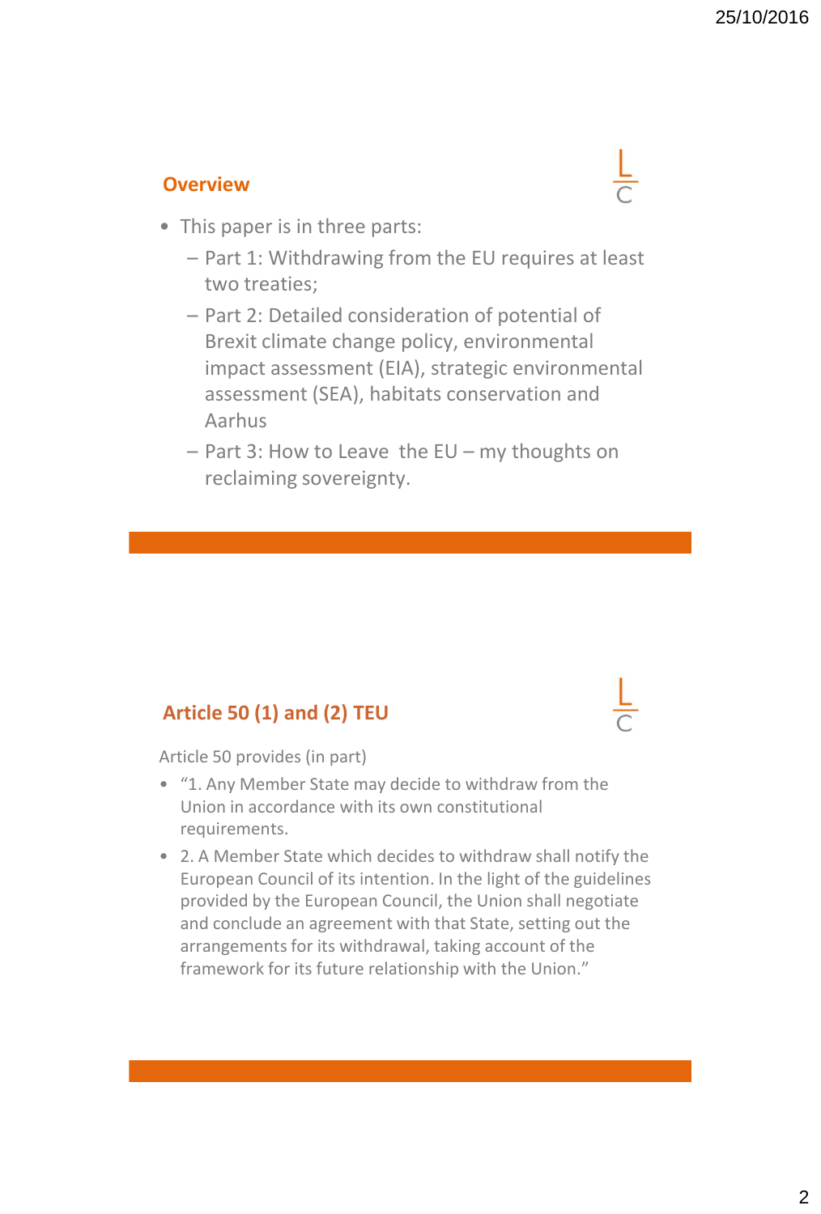## Overview

- This paper is in three parts:
  - Part 1: Withdrawing from the EU requires at least two treaties;
  - Part 2: Detailed consideration of potential of Brexit climate change policy, environmental impact assessment (EIA), strategic environmental assessment (SEA), habitats conservation and Aarhus
  - Part 3: How to Leave the EU – my thoughts on reclaiming sovereignty.

## Article 50 (1) and (2) TEU

Article 50 provides (in part)

- "1. Any Member State may decide to withdraw from the Union in accordance with its own constitutional requirements.
- 2. A Member State which decides to withdraw shall notify the European Council of its intention. In the light of the guidelines provided by the European Council, the Union shall negotiate and conclude an agreement with that State, setting out the arrangements for its withdrawal, taking account of the framework for its future relationship with the Union."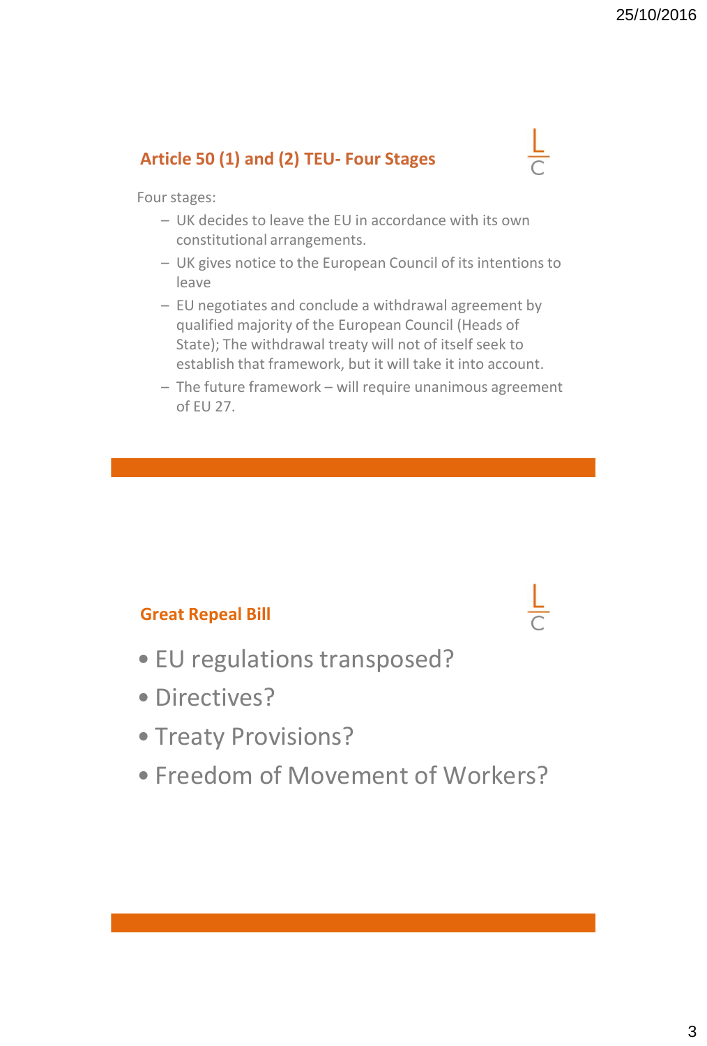## Article 50 (1) and (2) TEU- Four Stages

Four stages:

- UK decides to leave the EU in accordance with its own constitutional arrangements.
- UK gives notice to the European Council of its intentions to leave
- EU negotiates and conclude a withdrawal agreement by qualified majority of the European Council (Heads of State); The withdrawal treaty will not of itself seek to establish that framework, but it will take it into account.
- The future framework – will require unanimous agreement of EU 27.

## Great Repeal Bill

- EU regulations transposed?
- Directives?
- Treaty Provisions?
- Freedom of Movement of Workers?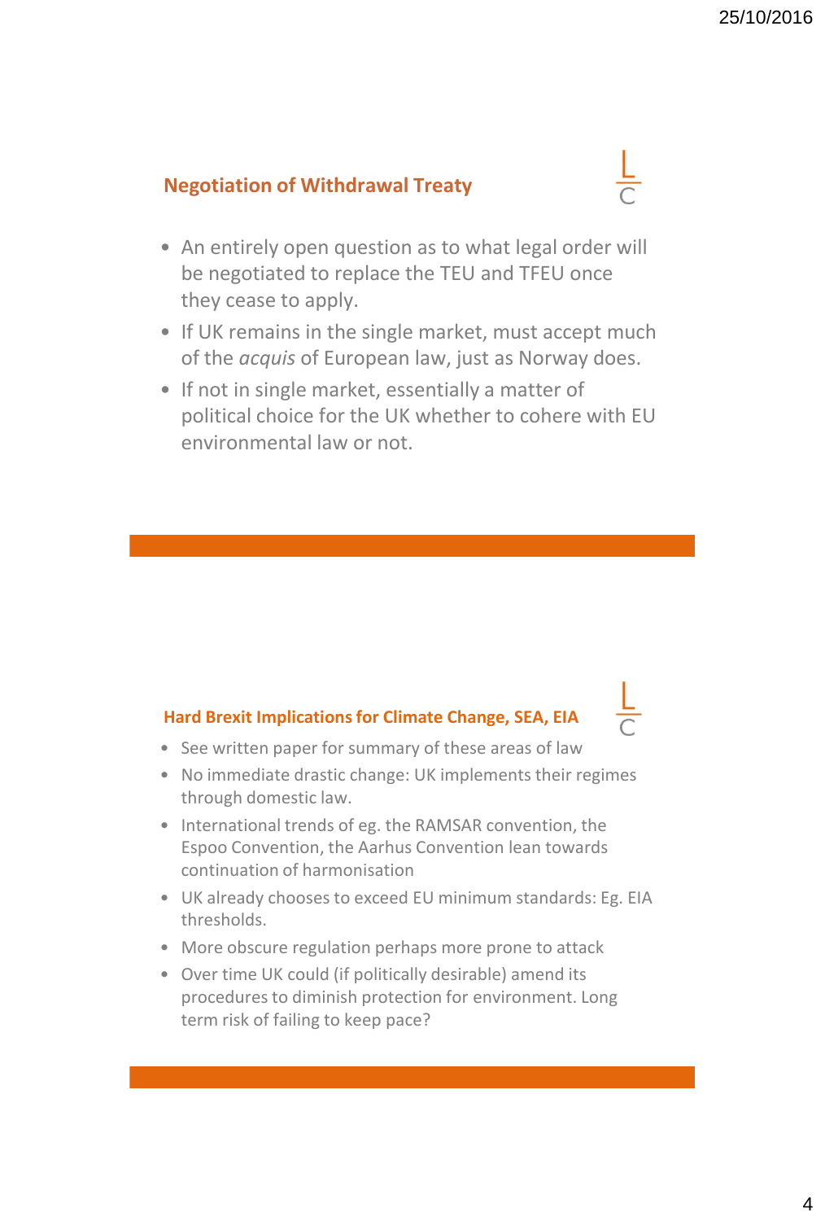## Negotiation of Withdrawal Treaty

- An entirely open question as to what legal order will be negotiated to replace the TEU and TFEU once they cease to apply.
- If UK remains in the single market, must accept much of the *acquis* of European law, just as Norway does.
- If not in single market, essentially a matter of political choice for the UK whether to cohere with EU environmental law or not.

## Hard Brexit Implications for Climate Change, SEA, EIA

- See written paper for summary of these areas of law
- No immediate drastic change: UK implements their regimes through domestic law.
- International trends of eg. the RAMSAR convention, the Espoo Convention, the Aarhus Convention lean towards continuation of harmonisation
- UK already chooses to exceed EU minimum standards: Eg. EIA thresholds.
- More obscure regulation perhaps more prone to attack
- Over time UK could (if politically desirable) amend its procedures to diminish protection for environment. Long term risk of failing to keep pace?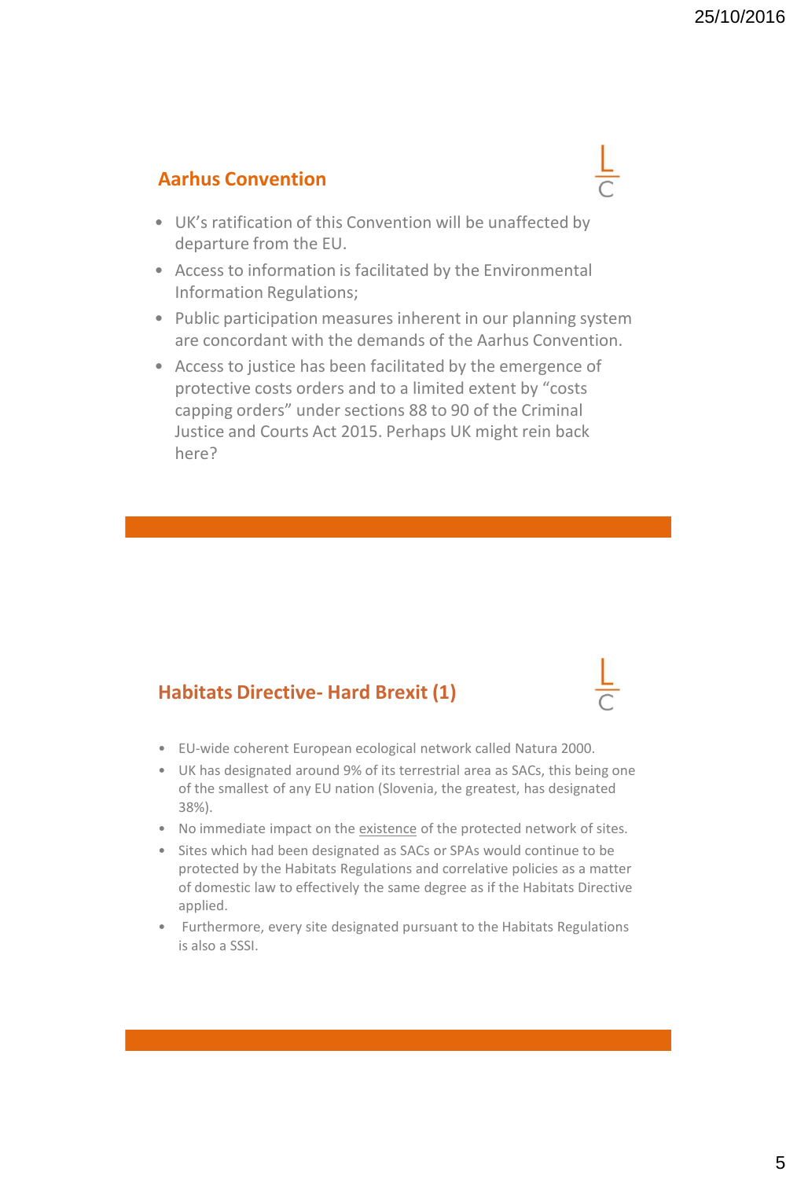## Aarhus Convention

- UK's ratification of this Convention will be unaffected by departure from the EU.
- Access to information is facilitated by the Environmental Information Regulations;
- Public participation measures inherent in our planning system are concordant with the demands of the Aarhus Convention.
- Access to justice has been facilitated by the emergence of protective costs orders and to a limited extent by "costs capping orders" under sections 88 to 90 of the Criminal Justice and Courts Act 2015. Perhaps UK might rein back here?

## Habitats Directive- Hard Brexit (1)

- EU-wide coherent European ecological network called Natura 2000.
- UK has designated around 9% of its terrestrial area as SACs, this being one of the smallest of any EU nation (Slovenia, the greatest, has designated 38%).
- No immediate impact on the existence of the protected network of sites.
- Sites which had been designated as SACs or SPAs would continue to be protected by the Habitats Regulations and correlative policies as a matter of domestic law to effectively the same degree as if the Habitats Directive applied.
- Furthermore, every site designated pursuant to the Habitats Regulations is also a SSSI.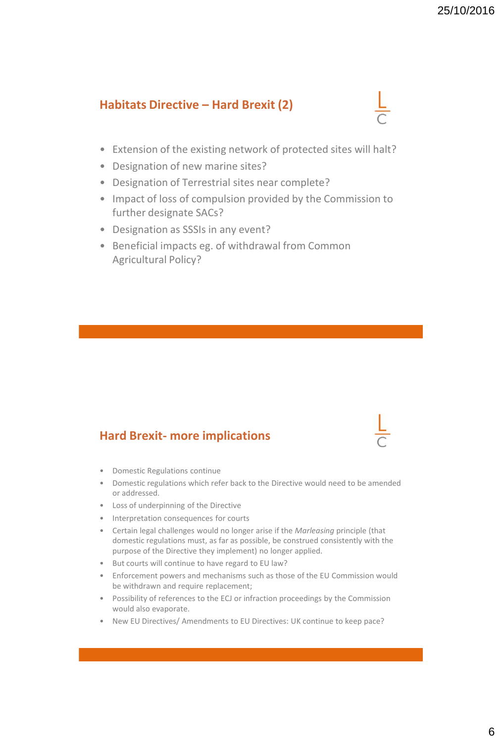## Habitats Directive – Hard Brexit (2)

- Extension of the existing network of protected sites will halt?
- Designation of new marine sites?
- Designation of Terrestrial sites near complete?
- Impact of loss of compulsion provided by the Commission to further designate SACs?
- Designation as SSSIs in any event?
- Beneficial impacts eg. of withdrawal from Common Agricultural Policy?

## Hard Brexit- more implications

- Domestic Regulations continue
- Domestic regulations which refer back to the Directive would need to be amended or addressed.
- Loss of underpinning of the Directive
- Interpretation consequences for courts
- Certain legal challenges would no longer arise if the *Marleasing* principle (that domestic regulations must, as far as possible, be construed consistently with the purpose of the Directive they implement) no longer applied.
- But courts will continue to have regard to EU law?
- Enforcement powers and mechanisms such as those of the EU Commission would be withdrawn and require replacement;
- Possibility of references to the ECJ or infraction proceedings by the Commission would also evaporate.
- New EU Directives/ Amendments to EU Directives: UK continue to keep pace?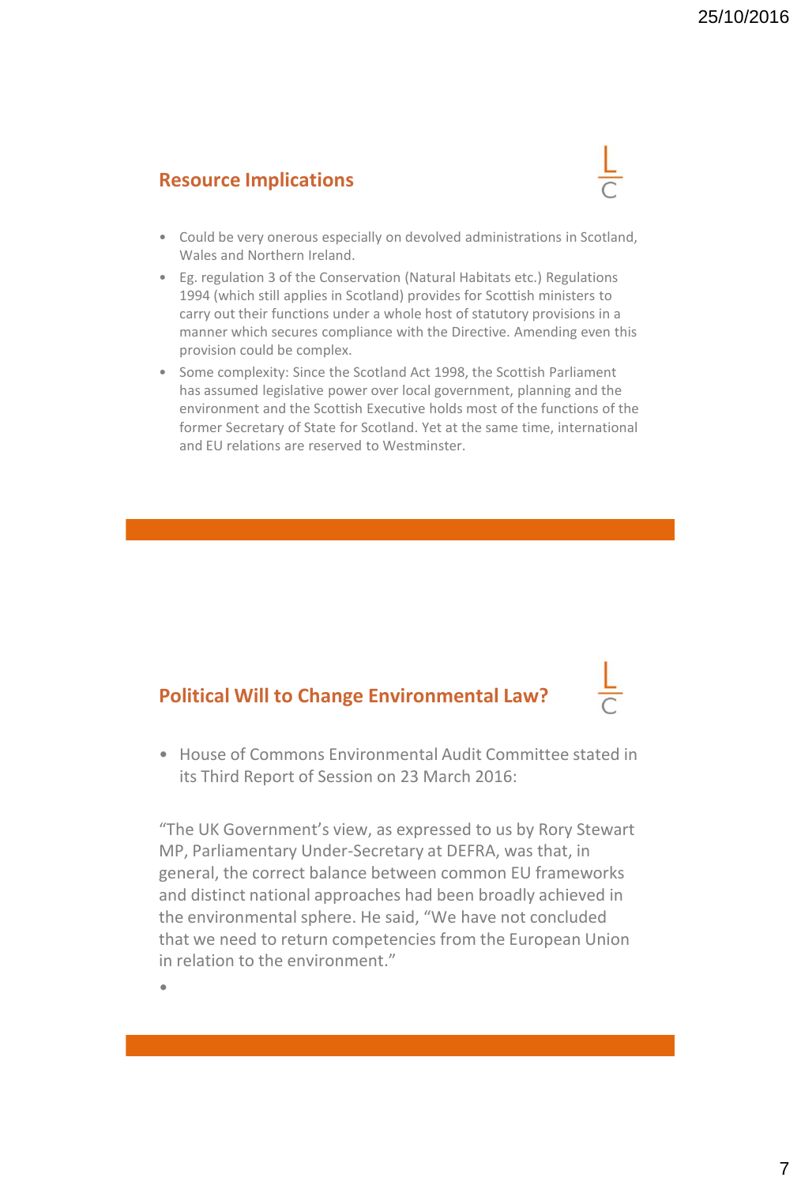## Resource Implications

- Could be very onerous especially on devolved administrations in Scotland, Wales and Northern Ireland.
- Eg. regulation 3 of the Conservation (Natural Habitats etc.) Regulations 1994 (which still applies in Scotland) provides for Scottish ministers to carry out their functions under a whole host of statutory provisions in a manner which secures compliance with the Directive. Amending even this provision could be complex.
- Some complexity: Since the Scotland Act 1998, the Scottish Parliament has assumed legislative power over local government, planning and the environment and the Scottish Executive holds most of the functions of the former Secretary of State for Scotland. Yet at the same time, international and EU relations are reserved to Westminster.

## Political Will to Change Environmental Law?

- House of Commons Environmental Audit Committee stated in its Third Report of Session on 23 March 2016:

"The UK Government's view, as expressed to us by Rory Stewart MP, Parliamentary Under-Secretary at DEFRA, was that, in general, the correct balance between common EU frameworks and distinct national approaches had been broadly achieved in the environmental sphere. He said, "We have not concluded that we need to return competencies from the European Union in relation to the environment."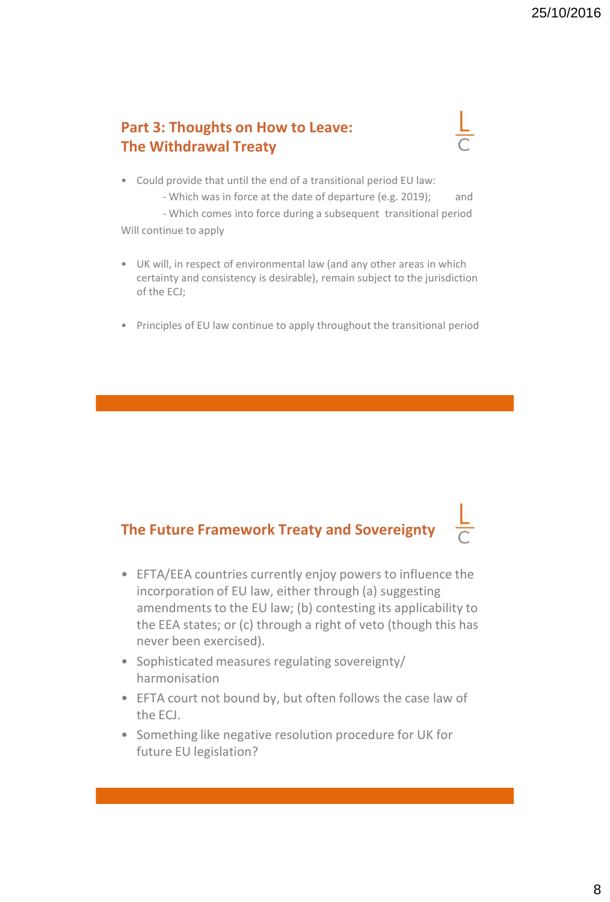## Part 3: Thoughts on How to Leave: The Withdrawal Treaty

- Could provide that until the end of a transitional period EU law:
  - Which was in force at the date of departure (e.g. 2019); and
  - Which comes into force during a subsequent transitional period

Will continue to apply

- UK will, in respect of environmental law (and any other areas in which certainty and consistency is desirable), remain subject to the jurisdiction of the ECJ;
- Principles of EU law continue to apply throughout the transitional period

## The Future Framework Treaty and Sovereignty

- EFTA/EEA countries currently enjoy powers to influence the incorporation of EU law, either through (a) suggesting amendments to the EU law; (b) contesting its applicability to the EEA states; or (c) through a right of veto (though this has never been exercised).
- Sophisticated measures regulating sovereignty/ harmonisation
- EFTA court not bound by, but often follows the case law of the ECJ.
- Something like negative resolution procedure for UK for future EU legislation?